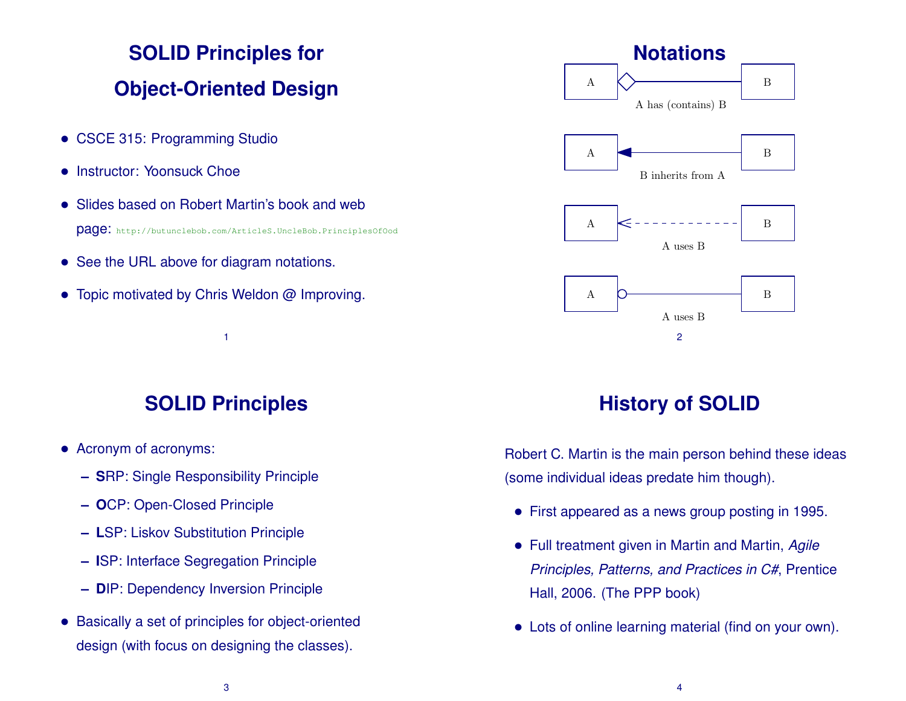# SOLID Principles for Object-Oriented Design

- CSCE 315: Programming Studio
- Instructor: Yoonsuck Choe
- Slides based on Robert Martin's book and web page: http://butunclebob.com/ArticleS.UncleBob.PrinciplesOfOod
- See the URL above for diagram notations.
- Topic motivated by Chris Weldon @ Improving.

# Notations

A has (contains) B

B inherits from A

A uses B

A uses B

# SOLID Principles

- Acronym of acronyms:
  - **S**RP: Single Responsibility Principle
  - **O**CP: Open-Closed Principle
  - **L**SP: Liskov Substitution Principle
  - **I**SP: Interface Segregation Principle
  - **D**IP: Dependency Inversion Principle
- Basically a set of principles for object-oriented design (with focus on designing the classes).

# History of SOLID

Robert C. Martin is the main person behind these ideas (some individual ideas predate him though).

- First appeared as a news group posting in 1995.
- Full treatment given in Martin and Martin, *Agile Principles, Patterns, and Practices in C#*, Prentice Hall, 2006. (The PPP book)
- Lots of online learning material (find on your own).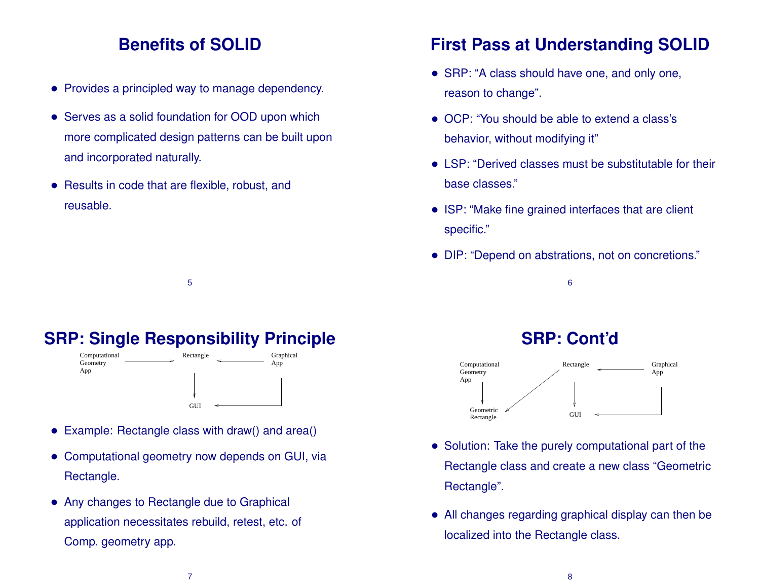# Benefits of SOLID

- Provides a principled way to manage dependency.
- Serves as a solid foundation for OOD upon which more complicated design patterns can be built upon and incorporated naturally.
- Results in code that are flexible, robust, and reusable.

# First Pass at Understanding SOLID

- SRP: "A class should have one, and only one, reason to change".
- OCP: "You should be able to extend a class's behavior, without modifying it"
- LSP: "Derived classes must be substitutable for their base classes."
- ISP: "Make fine grained interfaces that are client specific."
- DIP: "Depend on abstrations, not on concretions."

# SRP: Single Responsibility Principle

Computational Geometry App → Rectangle ← Graphical App

Rectangle → GUI ← Graphical App

- Example: Rectangle class with draw() and area()
- Computational geometry now depends on GUI, via Rectangle.
- Any changes to Rectangle due to Graphical application necessitates rebuild, retest, etc. of Comp. geometry app.

# SRP: Cont'd

Computational Geometry App → Geometric Rectangle

Rectangle → Geometric Rectangle

Graphical App → Rectangle

Rectangle → GUI ← Graphical App

- Solution: Take the purely computational part of the Rectangle class and create a new class "Geometric Rectangle".
- All changes regarding graphical display can then be localized into the Rectangle class.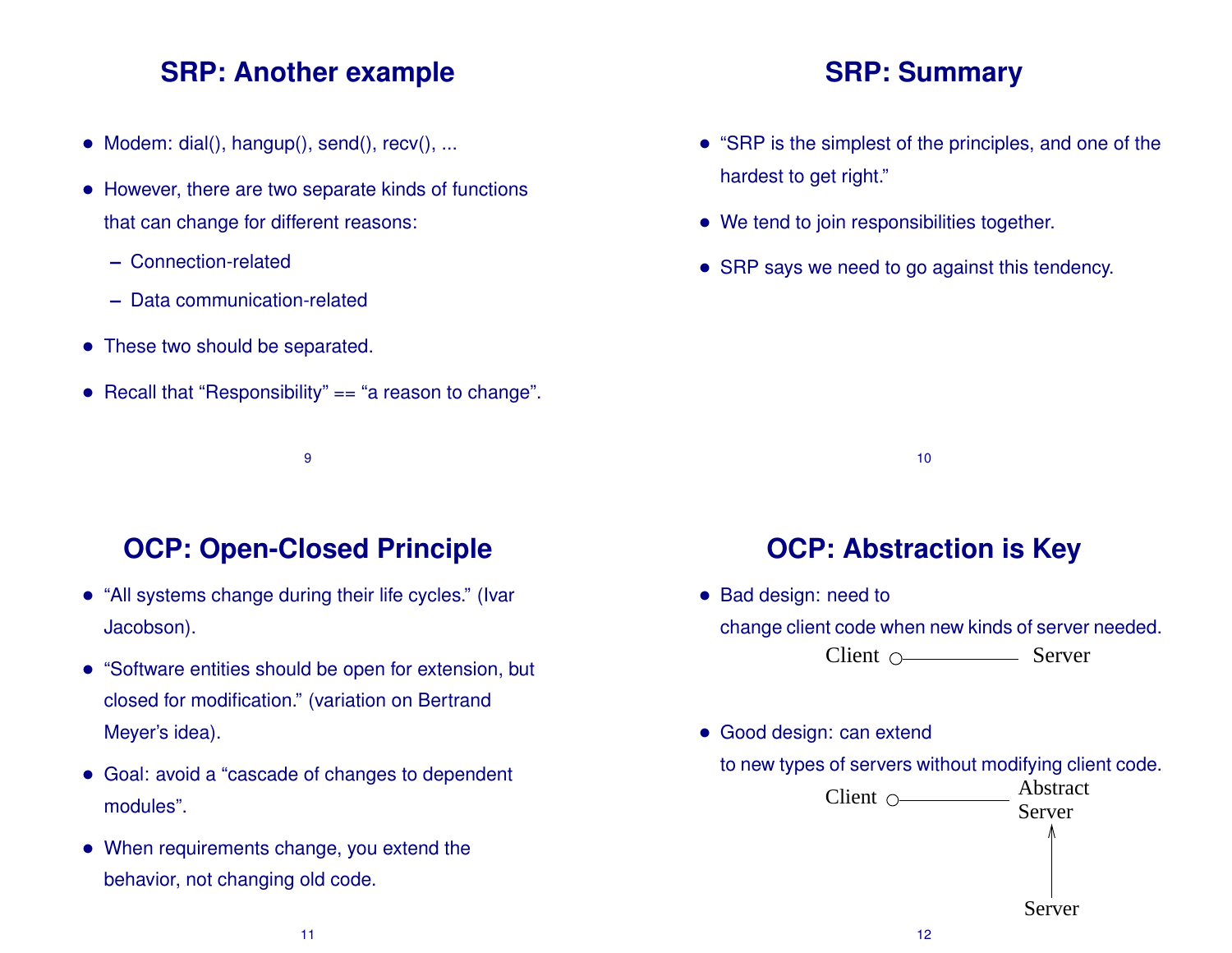## SRP: Another example

- Modem: dial(), hangup(), send(), recv(), ...
- However, there are two separate kinds of functions that can change for different reasons:
  - Connection-related
  - Data communication-related
- These two should be separated.
- Recall that "Responsibility" == "a reason to change".

## SRP: Summary

- "SRP is the simplest of the principles, and one of the hardest to get right."
- We tend to join responsibilities together.
- SRP says we need to go against this tendency.

## OCP: Open-Closed Principle

- "All systems change during their life cycles." (Ivar Jacobson).
- "Software entities should be open for extension, but closed for modification." (variation on Bertrand Meyer's idea).
- Goal: avoid a "cascade of changes to dependent modules".
- When requirements change, you extend the behavior, not changing old code.

## OCP: Abstraction is Key

- Bad design: need to change client code when new kinds of server needed.

  Client ○—— Server

- Good design: can extend to new types of servers without modifying client code.

  Client ○—— Abstract Server

  Server → Abstract Server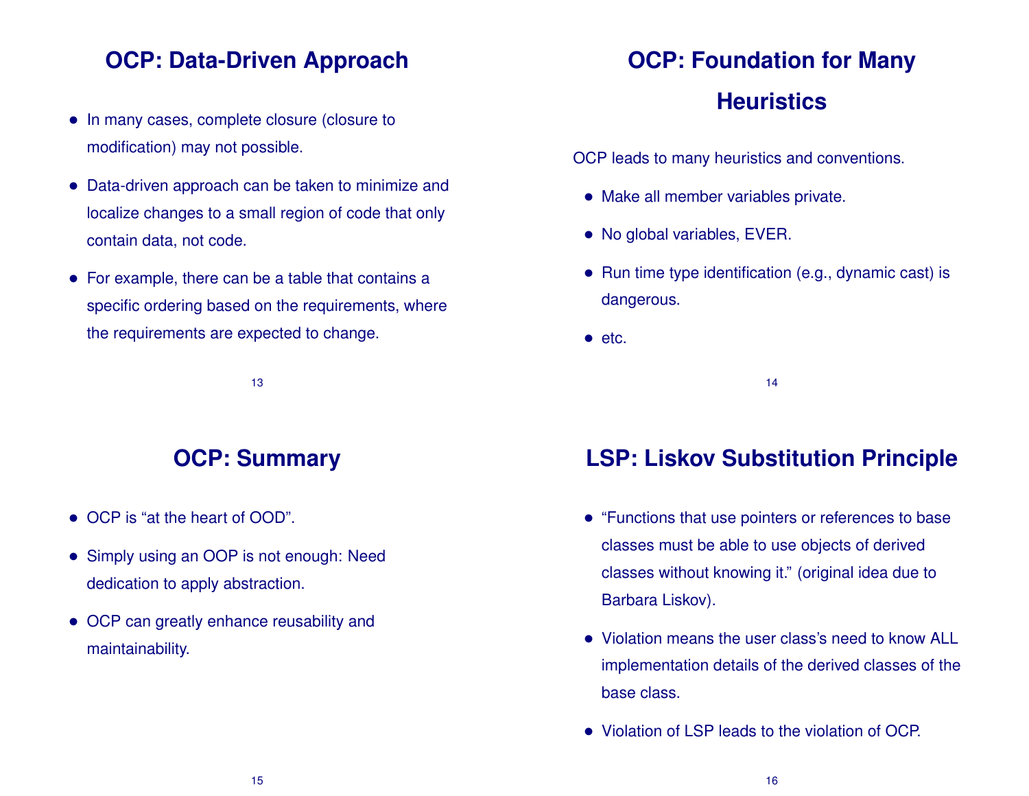## OCP: Data-Driven Approach

- In many cases, complete closure (closure to modification) may not possible.
- Data-driven approach can be taken to minimize and localize changes to a small region of code that only contain data, not code.
- For example, there can be a table that contains a specific ordering based on the requirements, where the requirements are expected to change.

## OCP: Foundation for Many Heuristics

OCP leads to many heuristics and conventions.

- Make all member variables private.
- No global variables, EVER.
- Run time type identification (e.g., dynamic cast) is dangerous.
- etc.

## OCP: Summary

- OCP is "at the heart of OOD".
- Simply using an OOP is not enough: Need dedication to apply abstraction.
- OCP can greatly enhance reusability and maintainability.

## LSP: Liskov Substitution Principle

- "Functions that use pointers or references to base classes must be able to use objects of derived classes without knowing it." (original idea due to Barbara Liskov).
- Violation means the user class's need to know ALL implementation details of the derived classes of the base class.
- Violation of LSP leads to the violation of OCP.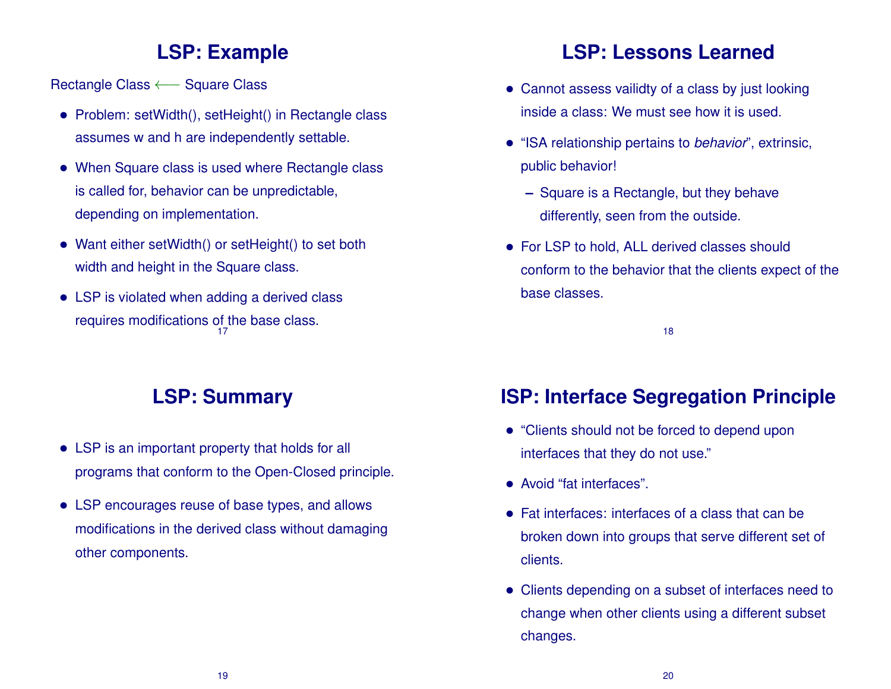## LSP: Example

Rectangle Class ⟵ Square Class

- Problem: setWidth(), setHeight() in Rectangle class assumes w and h are independently settable.
- When Square class is used where Rectangle class is called for, behavior can be unpredictable, depending on implementation.
- Want either setWidth() or setHeight() to set both width and height in the Square class.
- LSP is violated when adding a derived class requires modifications of the base class.

## LSP: Lessons Learned

- Cannot assess vailidty of a class by just looking inside a class: We must see how it is used.
- "ISA relationship pertains to *behavior*", extrinsic, public behavior!
  - Square is a Rectangle, but they behave differently, seen from the outside.
- For LSP to hold, ALL derived classes should conform to the behavior that the clients expect of the base classes.

## LSP: Summary

- LSP is an important property that holds for all programs that conform to the Open-Closed principle.
- LSP encourages reuse of base types, and allows modifications in the derived class without damaging other components.

## ISP: Interface Segregation Principle

- "Clients should not be forced to depend upon interfaces that they do not use."
- Avoid "fat interfaces".
- Fat interfaces: interfaces of a class that can be broken down into groups that serve different set of clients.
- Clients depending on a subset of interfaces need to change when other clients using a different subset changes.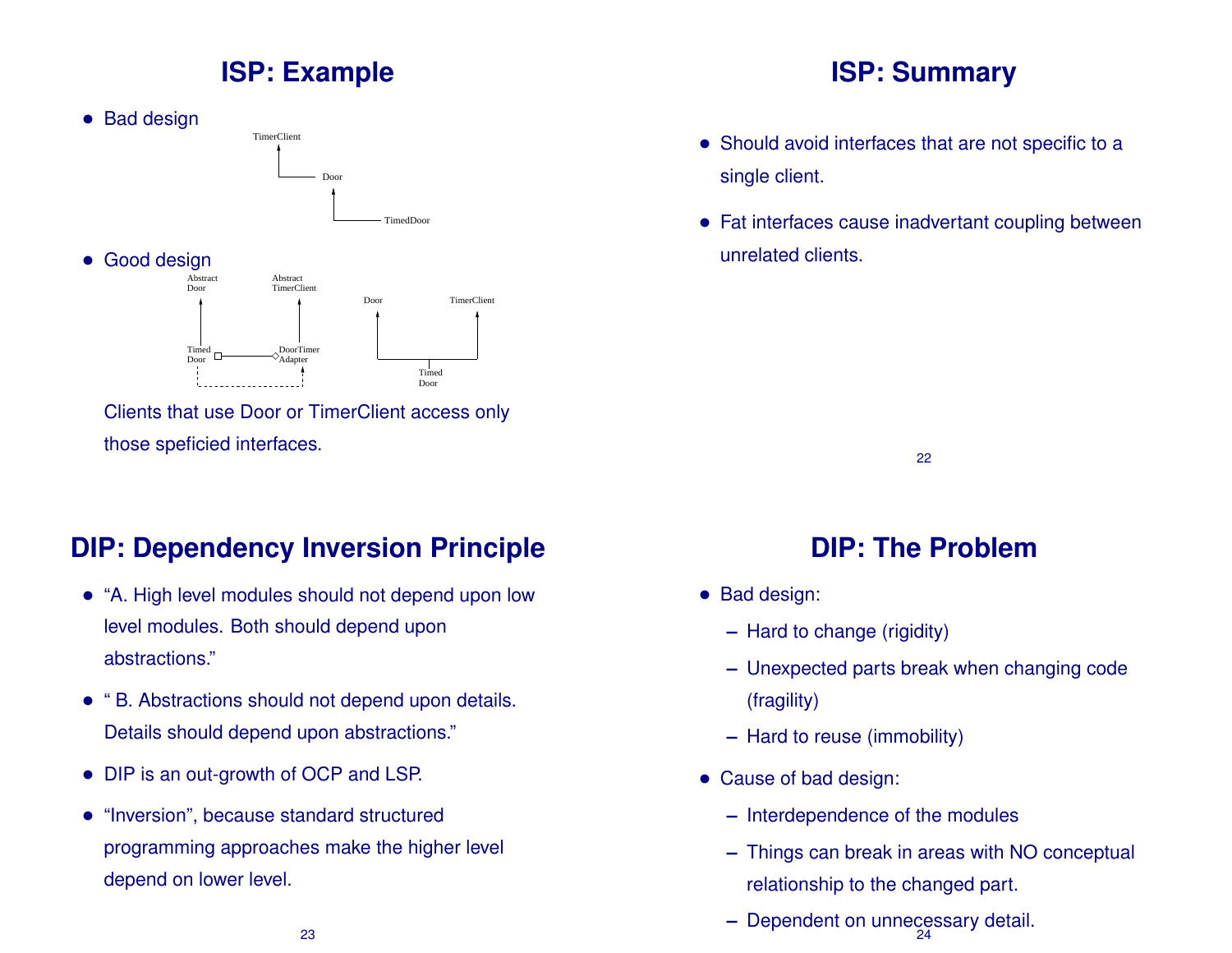## ISP: Example

- Bad design

TimerClient

Door

TimedDoor

- Good design

Abstract Door

Abstract TimerClient

Timed Door

DoorTimer Adapter

Door

TimerClient

Timed Door

Clients that use Door or TimerClient access only those speficied interfaces.

## ISP: Summary

- Should avoid interfaces that are not specific to a single client.
- Fat interfaces cause inadvertant coupling between unrelated clients.

## DIP: Dependency Inversion Principle

- “A. High level modules should not depend upon low level modules. Both should depend upon abstractions.”
- “ B. Abstractions should not depend upon details. Details should depend upon abstractions.”
- DIP is an out-growth of OCP and LSP.
- “Inversion”, because standard structured programming approaches make the higher level depend on lower level.

## DIP: The Problem

- Bad design:
  - Hard to change (rigidity)
  - Unexpected parts break when changing code (fragility)
  - Hard to reuse (immobility)
- Cause of bad design:
  - Interdependence of the modules
  - Things can break in areas with NO conceptual relationship to the changed part.
  - Dependent on unnecessary detail.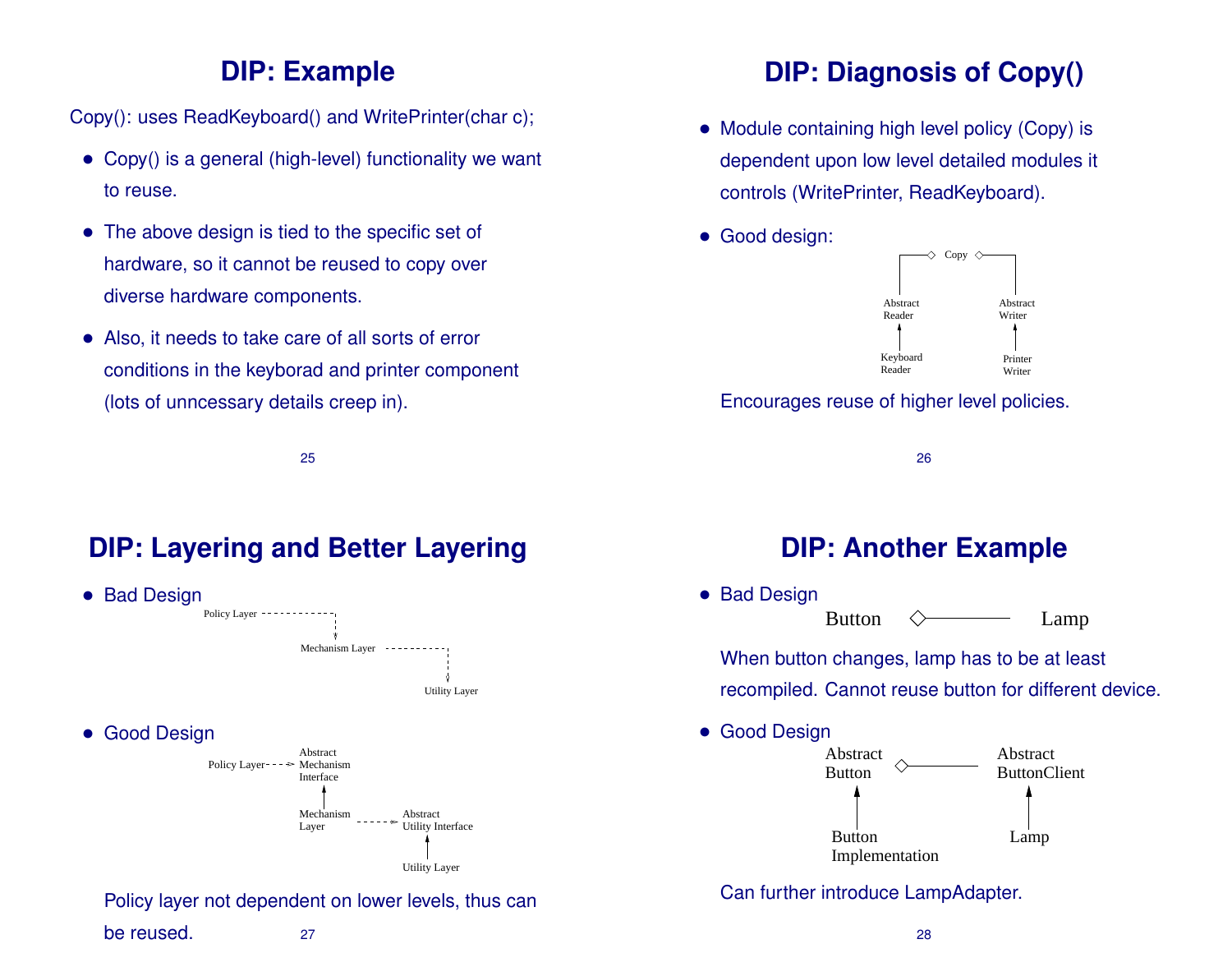# DIP: Example

Copy(): uses ReadKeyboard() and WritePrinter(char c);

- Copy() is a general (high-level) functionality we want to reuse.
- The above design is tied to the specific set of hardware, so it cannot be reused to copy over diverse hardware components.
- Also, it needs to take care of all sorts of error conditions in the keyborad and printer component (lots of unncessary details creep in).

# DIP: Diagnosis of Copy()

- Module containing high level policy (Copy) is dependent upon low level detailed modules it controls (WritePrinter, ReadKeyboard).
- Good design:

Copy

Abstract Reader — Abstract Writer

Keyboard Reader — Printer Writer

Encourages reuse of higher level policies.

# DIP: Layering and Better Layering

- Bad Design

Policy Layer

Mechanism Layer

Utility Layer

- Good Design

Policy Layer — Abstract Mechanism Interface

Mechanism Layer — Abstract Utility Interface

Utility Layer

Policy layer not dependent on lower levels, thus can be reused.

# DIP: Another Example

- Bad Design

Button — Lamp

When button changes, lamp has to be at least recompiled. Cannot reuse button for different device.

- Good Design

Abstract Button — Abstract ButtonClient

Button Implementation — Lamp

Can further introduce LampAdapter.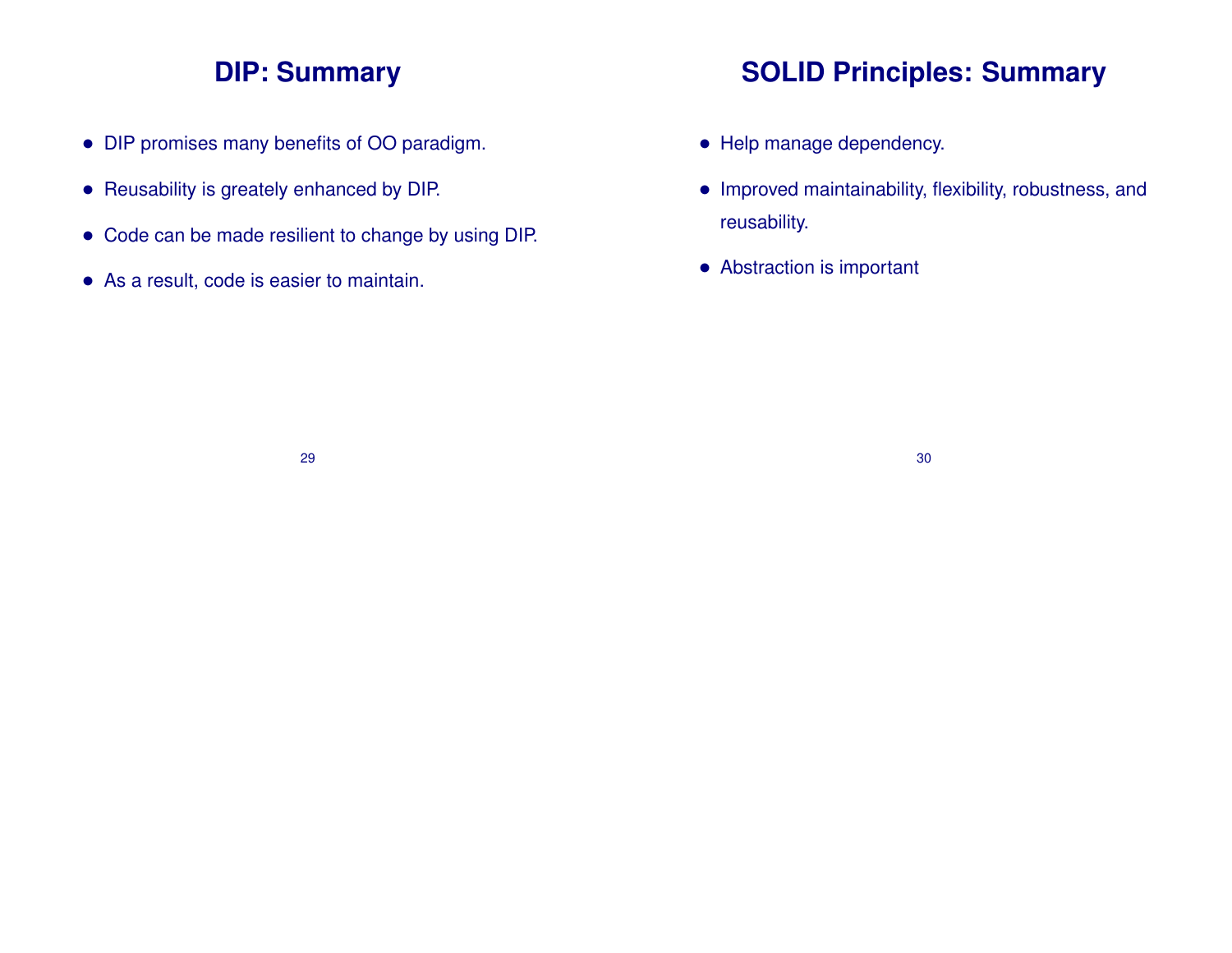## DIP: Summary

- DIP promises many benefits of OO paradigm.
- Reusability is greately enhanced by DIP.
- Code can be made resilient to change by using DIP.
- As a result, code is easier to maintain.

## SOLID Principles: Summary

- Help manage dependency.
- Improved maintainability, flexibility, robustness, and reusability.
- Abstraction is important